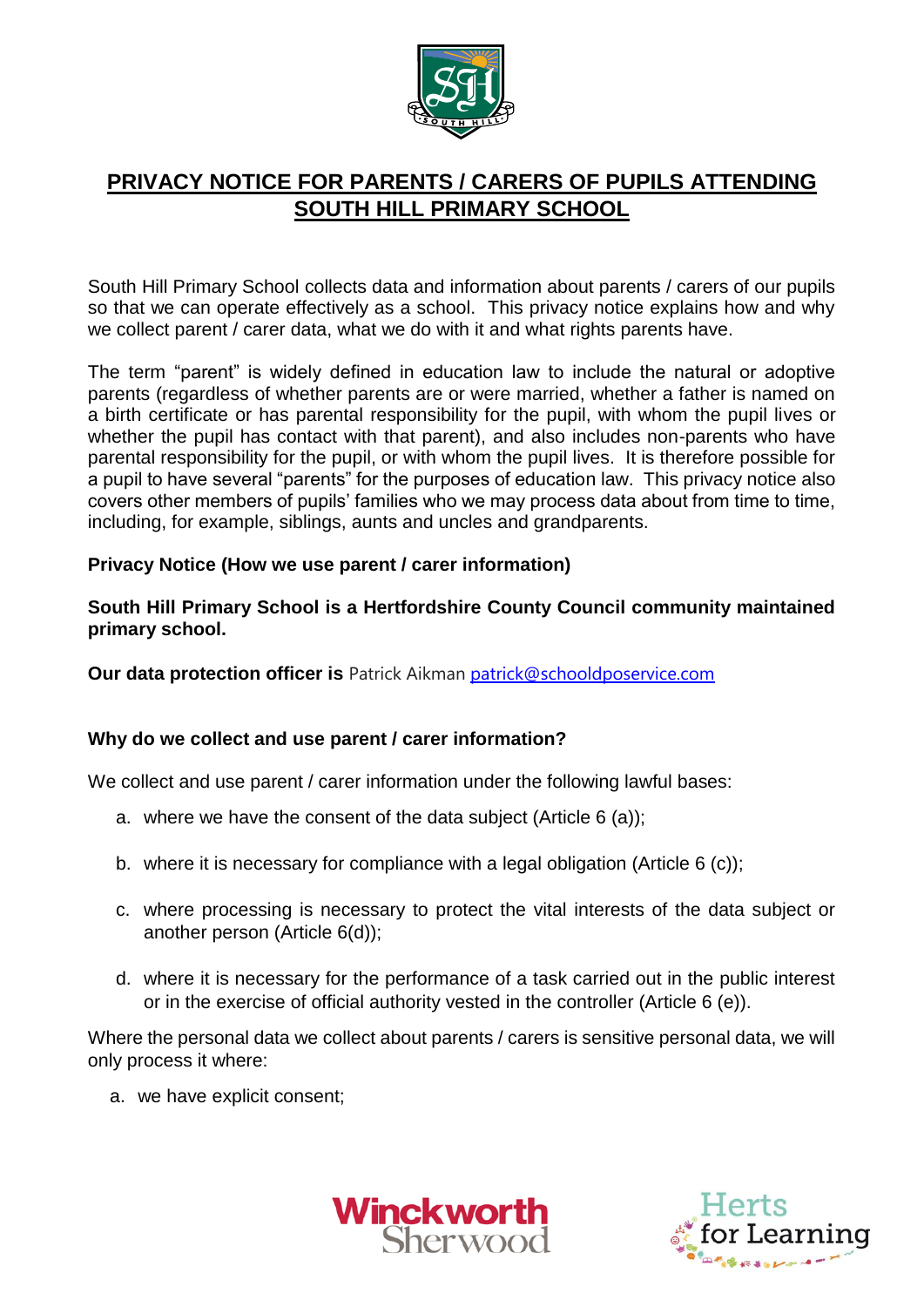# PRIVACY NOTICE FOR PARENTS / CARERS OF PUPILS ATTENDING SOUTH HILL PRIMARY SCHOOL

South Hill Primary School collects data and information about parents / carers of our pupils so that we can operate effectively as a school. This privacy notice explains how and why we collect parent / carer data, what we do with it and what rights parents have.

The term "parent" is widely defined in education law to include the natural or adoptive parents (regardless of whether parents are or were married, whether a father is named on a birth certificate or has parental responsibility for the pupil, with whom the pupil lives or whether the pupil has contact with that parent), and also includes non-parents who have parental responsibility for the pupil, or with whom the pupil lives. It is therefore possible for a pupil to have several "parents" for the purposes of education law. This privacy notice also covers other members of pupils' families who we may process data about from time to time, including, for example, siblings, aunts and uncles and grandparents.

**Privacy Notice (How we use parent / carer information)**

**South Hill Primary School is a Hertfordshire County Council community maintained primary school.**

**Our data protection officer is** Patrick Aikman [patrick@schooldposervice.com](mailto:patrick@schooldposervice.com)

**Why do we collect and use parent / carer information?**

We collect and use parent / carer information under the following lawful bases:

a. where we have the consent of the data subject (Article 6 (a));

b. where it is necessary for compliance with a legal obligation (Article 6 (c));

c. where processing is necessary to protect the vital interests of the data subject or another person (Article 6(d));

d. where it is necessary for the performance of a task carried out in the public interest or in the exercise of official authority vested in the controller (Article 6 (e)).

Where the personal data we collect about parents / carers is sensitive personal data, we will only process it where:

a. we have explicit consent;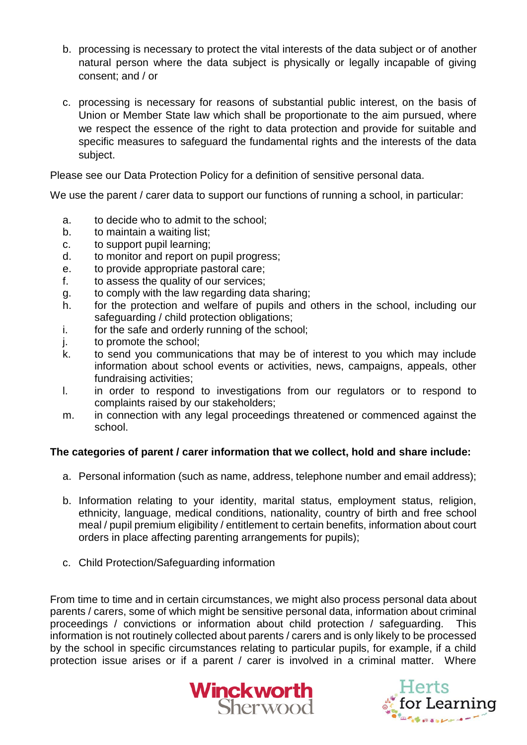b. processing is necessary to protect the vital interests of the data subject or of another natural person where the data subject is physically or legally incapable of giving consent; and / or

c. processing is necessary for reasons of substantial public interest, on the basis of Union or Member State law which shall be proportionate to the aim pursued, where we respect the essence of the right to data protection and provide for suitable and specific measures to safeguard the fundamental rights and the interests of the data subject.

Please see our Data Protection Policy for a definition of sensitive personal data.

We use the parent / carer data to support our functions of running a school, in particular:

a. to decide who to admit to the school;
b. to maintain a waiting list;
c. to support pupil learning;
d. to monitor and report on pupil progress;
e. to provide appropriate pastoral care;
f. to assess the quality of our services;
g. to comply with the law regarding data sharing;
h. for the protection and welfare of pupils and others in the school, including our safeguarding / child protection obligations;
i. for the safe and orderly running of the school;
j. to promote the school;
k. to send you communications that may be of interest to you which may include information about school events or activities, news, campaigns, appeals, other fundraising activities;
l. in order to respond to investigations from our regulators or to respond to complaints raised by our stakeholders;
m. in connection with any legal proceedings threatened or commenced against the school.

**The categories of parent / carer information that we collect, hold and share include:**

a. Personal information (such as name, address, telephone number and email address);

b. Information relating to your identity, marital status, employment status, religion, ethnicity, language, medical conditions, nationality, country of birth and free school meal / pupil premium eligibility / entitlement to certain benefits, information about court orders in place affecting parenting arrangements for pupils);

c. Child Protection/Safeguarding information

From time to time and in certain circumstances, we might also process personal data about parents / carers, some of which might be sensitive personal data, information about criminal proceedings / convictions or information about child protection / safeguarding. This information is not routinely collected about parents / carers and is only likely to be processed by the school in specific circumstances relating to particular pupils, for example, if a child protection issue arises or if a parent / carer is involved in a criminal matter. Where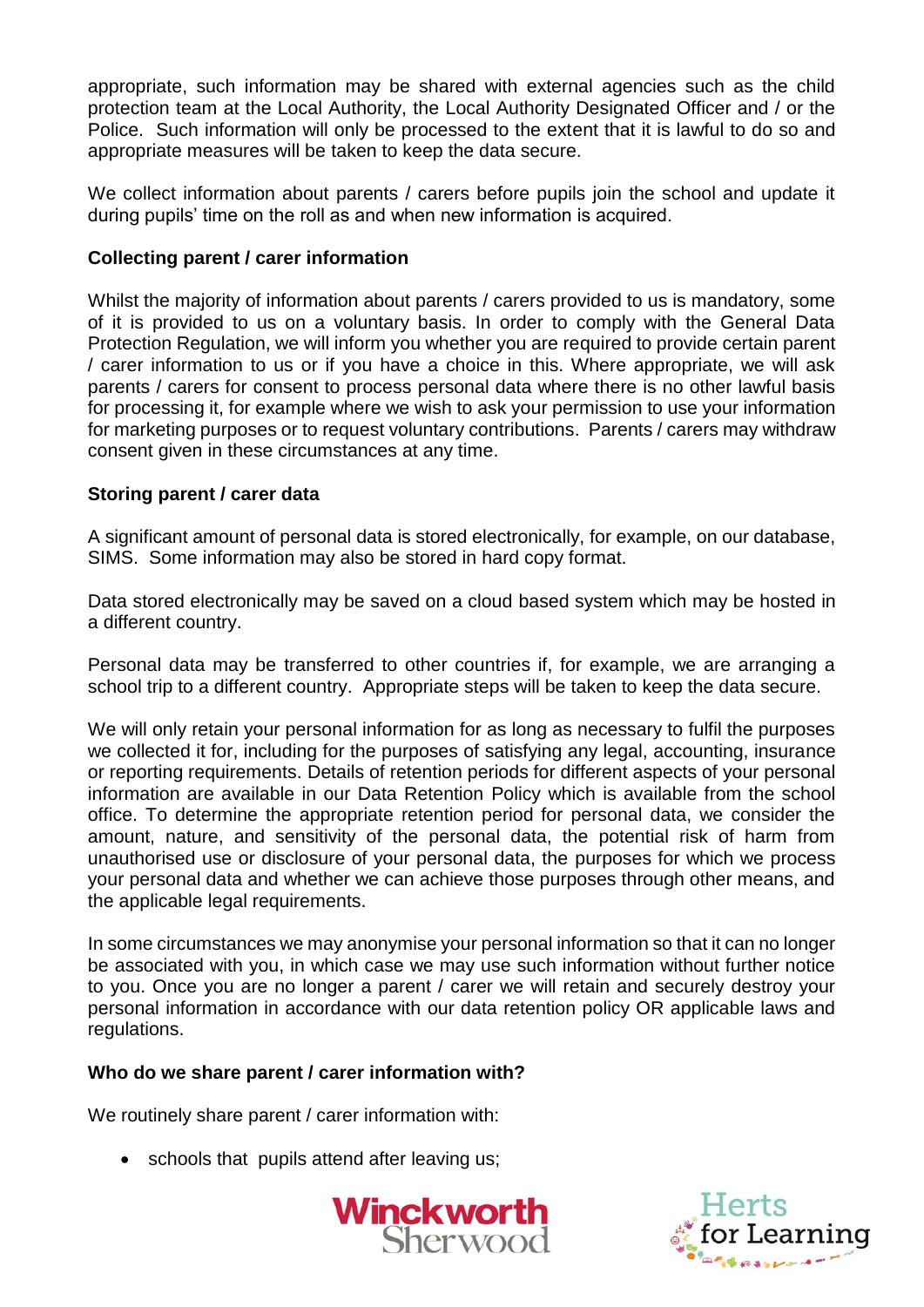appropriate, such information may be shared with external agencies such as the child protection team at the Local Authority, the Local Authority Designated Officer and / or the Police. Such information will only be processed to the extent that it is lawful to do so and appropriate measures will be taken to keep the data secure.

We collect information about parents / carers before pupils join the school and update it during pupils' time on the roll as and when new information is acquired.

**Collecting parent / carer information**

Whilst the majority of information about parents / carers provided to us is mandatory, some of it is provided to us on a voluntary basis. In order to comply with the General Data Protection Regulation, we will inform you whether you are required to provide certain parent / carer information to us or if you have a choice in this. Where appropriate, we will ask parents / carers for consent to process personal data where there is no other lawful basis for processing it, for example where we wish to ask your permission to use your information for marketing purposes or to request voluntary contributions. Parents / carers may withdraw consent given in these circumstances at any time.

**Storing parent / carer data**

A significant amount of personal data is stored electronically, for example, on our database, SIMS. Some information may also be stored in hard copy format.

Data stored electronically may be saved on a cloud based system which may be hosted in a different country.

Personal data may be transferred to other countries if, for example, we are arranging a school trip to a different country. Appropriate steps will be taken to keep the data secure.

We will only retain your personal information for as long as necessary to fulfil the purposes we collected it for, including for the purposes of satisfying any legal, accounting, insurance or reporting requirements. Details of retention periods for different aspects of your personal information are available in our Data Retention Policy which is available from the school office. To determine the appropriate retention period for personal data, we consider the amount, nature, and sensitivity of the personal data, the potential risk of harm from unauthorised use or disclosure of your personal data, the purposes for which we process your personal data and whether we can achieve those purposes through other means, and the applicable legal requirements.

In some circumstances we may anonymise your personal information so that it can no longer be associated with you, in which case we may use such information without further notice to you. Once you are no longer a parent / carer we will retain and securely destroy your personal information in accordance with our data retention policy OR applicable laws and regulations.

**Who do we share parent / carer information with?**

We routinely share parent / carer information with:

- schools that pupils attend after leaving us;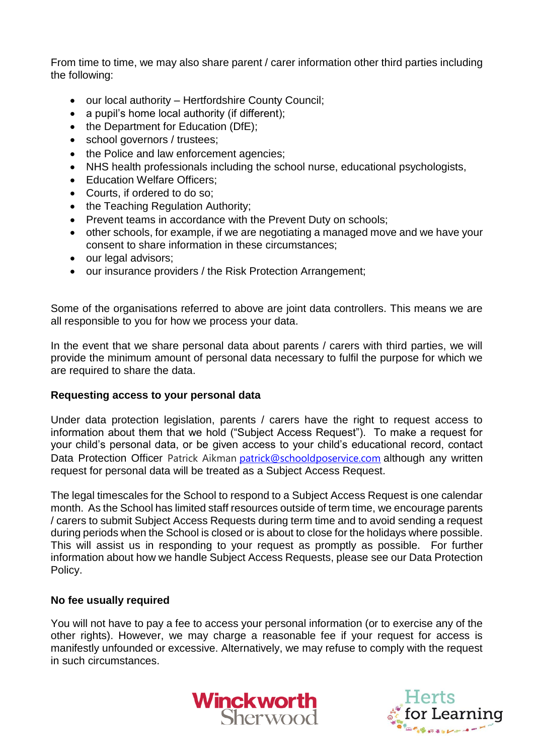From time to time, we may also share parent / carer information other third parties including the following:

- our local authority – Hertfordshire County Council;
- a pupil's home local authority (if different);
- the Department for Education (DfE);
- school governors / trustees;
- the Police and law enforcement agencies;
- NHS health professionals including the school nurse, educational psychologists,
- Education Welfare Officers;
- Courts, if ordered to do so;
- the Teaching Regulation Authority;
- Prevent teams in accordance with the Prevent Duty on schools;
- other schools, for example, if we are negotiating a managed move and we have your consent to share information in these circumstances;
- our legal advisors;
- our insurance providers / the Risk Protection Arrangement;

Some of the organisations referred to above are joint data controllers. This means we are all responsible to you for how we process your data.

In the event that we share personal data about parents / carers with third parties, we will provide the minimum amount of personal data necessary to fulfil the purpose for which we are required to share the data.

**Requesting access to your personal data**

Under data protection legislation, parents / carers have the right to request access to information about them that we hold ("Subject Access Request"). To make a request for your child's personal data, or be given access to your child's educational record, contact Data Protection Officer Patrick Aikman patrick@schooldposervice.com although any written request for personal data will be treated as a Subject Access Request.

The legal timescales for the School to respond to a Subject Access Request is one calendar month. As the School has limited staff resources outside of term time, we encourage parents / carers to submit Subject Access Requests during term time and to avoid sending a request during periods when the School is closed or is about to close for the holidays where possible. This will assist us in responding to your request as promptly as possible. For further information about how we handle Subject Access Requests, please see our Data Protection Policy.

**No fee usually required**

You will not have to pay a fee to access your personal information (or to exercise any of the other rights). However, we may charge a reasonable fee if your request for access is manifestly unfounded or excessive. Alternatively, we may refuse to comply with the request in such circumstances.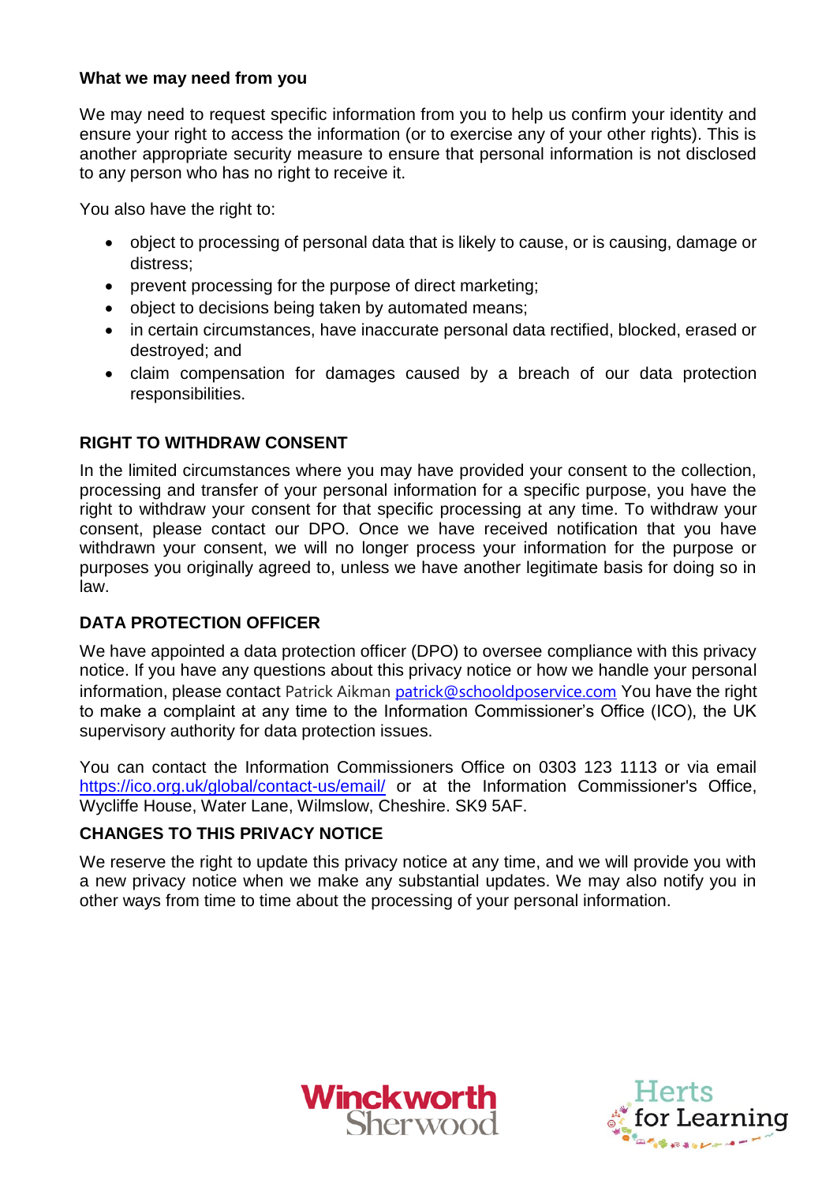**What we may need from you**

We may need to request specific information from you to help us confirm your identity and ensure your right to access the information (or to exercise any of your other rights). This is another appropriate security measure to ensure that personal information is not disclosed to any person who has no right to receive it.

You also have the right to:

- object to processing of personal data that is likely to cause, or is causing, damage or distress;
- prevent processing for the purpose of direct marketing;
- object to decisions being taken by automated means;
- in certain circumstances, have inaccurate personal data rectified, blocked, erased or destroyed; and
- claim compensation for damages caused by a breach of our data protection responsibilities.

## RIGHT TO WITHDRAW CONSENT

In the limited circumstances where you may have provided your consent to the collection, processing and transfer of your personal information for a specific purpose, you have the right to withdraw your consent for that specific processing at any time. To withdraw your consent, please contact our DPO. Once we have received notification that you have withdrawn your consent, we will no longer process your information for the purpose or purposes you originally agreed to, unless we have another legitimate basis for doing so in law.

## DATA PROTECTION OFFICER

We have appointed a data protection officer (DPO) to oversee compliance with this privacy notice. If you have any questions about this privacy notice or how we handle your personal information, please contact Patrick Aikman patrick@schooldposervice.com You have the right to make a complaint at any time to the Information Commissioner's Office (ICO), the UK supervisory authority for data protection issues.

You can contact the Information Commissioners Office on 0303 123 1113 or via email https://ico.org.uk/global/contact-us/email/ or at the Information Commissioner's Office, Wycliffe House, Water Lane, Wilmslow, Cheshire. SK9 5AF.

## CHANGES TO THIS PRIVACY NOTICE

We reserve the right to update this privacy notice at any time, and we will provide you with a new privacy notice when we make any substantial updates. We may also notify you in other ways from time to time about the processing of your personal information.